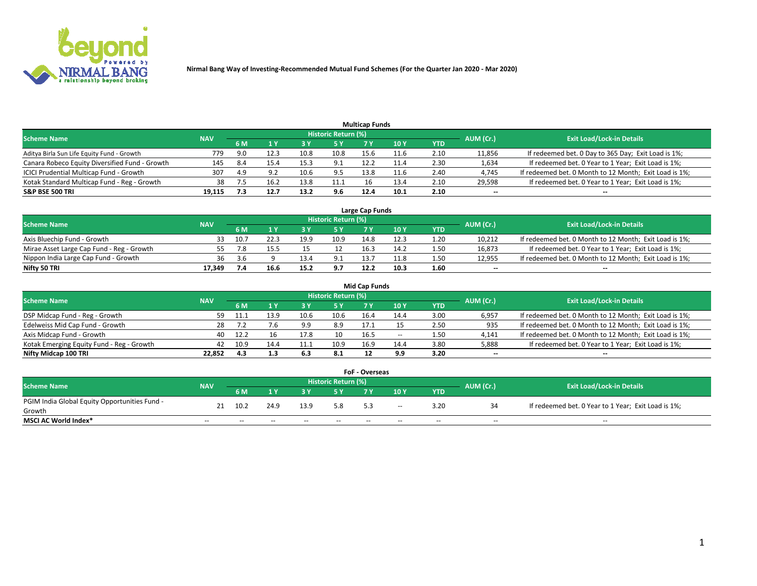**Nirmal Bang Way of Investing-Recommended Mutual Fund Schemes (For the Quarter Jan 2020 - Mar 2020)**

## Multicap Funds

| Scheme Name | NAV | Historic Return (%) | | | | | | | AUM (Cr.) | Exit Load/Lock-in Details |
|---|---|---|---|---|---|---|---|---|---|---|
| | | 6 M | 1 Y | 3 Y | 5 Y | 7 Y | 10 Y | YTD | | |
| Aditya Birla Sun Life Equity Fund - Growth | 779 | 9.0 | 12.3 | 10.8 | 10.8 | 15.6 | 11.6 | 2.10 | 11,856 | If redeemed bet. 0 Day to 365 Day; Exit Load is 1%; |
| Canara Robeco Equity Diversified Fund - Growth | 145 | 8.4 | 15.4 | 15.3 | 9.1 | 12.2 | 11.4 | 2.30 | 1,634 | If redeemed bet. 0 Year to 1 Year; Exit Load is 1%; |
| ICICI Prudential Multicap Fund - Growth | 307 | 4.9 | 9.2 | 10.6 | 9.5 | 13.8 | 11.6 | 2.40 | 4,745 | If redeemed bet. 0 Month to 12 Month; Exit Load is 1%; |
| Kotak Standard Multicap Fund - Reg - Growth | 38 | 7.5 | 16.2 | 13.8 | 11.1 | 16 | 13.4 | 2.10 | 29,598 | If redeemed bet. 0 Year to 1 Year; Exit Load is 1%; |
| **S&P BSE 500 TRI** | **19,115** | **7.3** | **12.7** | **13.2** | **9.6** | **12.4** | **10.1** | **2.10** | **--** | **--** |

## Large Cap Funds

| Scheme Name | NAV | Historic Return (%) | | | | | | | AUM (Cr.) | Exit Load/Lock-in Details |
|---|---|---|---|---|---|---|---|---|---|---|
| | | 6 M | 1 Y | 3 Y | 5 Y | 7 Y | 10 Y | YTD | | |
| Axis Bluechip Fund - Growth | 33 | 10.7 | 22.3 | 19.9 | 10.9 | 14.8 | 12.3 | 1.20 | 10,212 | If redeemed bet. 0 Month to 12 Month; Exit Load is 1%; |
| Mirae Asset Large Cap Fund - Reg - Growth | 55 | 7.8 | 15.5 | 15 | 12 | 16.3 | 14.2 | 1.50 | 16,873 | If redeemed bet. 0 Year to 1 Year; Exit Load is 1%; |
| Nippon India Large Cap Fund - Growth | 36 | 3.6 | 9 | 13.4 | 9.1 | 13.7 | 11.8 | 1.50 | 12,955 | If redeemed bet. 0 Month to 12 Month; Exit Load is 1%; |
| **Nifty 50 TRI** | **17,349** | **7.4** | **16.6** | **15.2** | **9.7** | **12.2** | **10.3** | **1.60** | **--** | **--** |

## Mid Cap Funds

| Scheme Name | NAV | Historic Return (%) | | | | | | | AUM (Cr.) | Exit Load/Lock-in Details |
|---|---|---|---|---|---|---|---|---|---|---|
| | | 6 M | 1 Y | 3 Y | 5 Y | 7 Y | 10 Y | YTD | | |
| DSP Midcap Fund - Reg - Growth | 59 | 11.1 | 13.9 | 10.6 | 10.6 | 16.4 | 14.4 | 3.00 | 6,957 | If redeemed bet. 0 Month to 12 Month; Exit Load is 1%; |
| Edelweiss Mid Cap Fund - Growth | 28 | 7.2 | 7.6 | 9.9 | 8.9 | 17.1 | 15 | 2.50 | 935 | If redeemed bet. 0 Month to 12 Month; Exit Load is 1%; |
| Axis Midcap Fund - Growth | 40 | 12.2 | 16 | 17.8 | 10 | 16.5 | -- | 1.50 | 4,141 | If redeemed bet. 0 Month to 12 Month; Exit Load is 1%; |
| Kotak Emerging Equity Fund - Reg - Growth | 42 | 10.9 | 14.4 | 11.1 | 10.9 | 16.9 | 14.4 | 3.80 | 5,888 | If redeemed bet. 0 Year to 1 Year; Exit Load is 1%; |
| **Nifty Midcap 100 TRI** | **22,852** | **4.3** | **1.3** | **6.3** | **8.1** | **12** | **9.9** | **3.20** | **--** | **--** |

## FoF - Overseas

| Scheme Name | NAV | Historic Return (%) | | | | | | | AUM (Cr.) | Exit Load/Lock-in Details |
|---|---|---|---|---|---|---|---|---|---|---|
| | | 6 M | 1 Y | 3 Y | 5 Y | 7 Y | 10 Y | YTD | | |
| PGIM India Global Equity Opportunities Fund - Growth | 21 | 10.2 | 24.9 | 13.9 | 5.8 | 5.3 | -- | 3.20 | 34 | If redeemed bet. 0 Year to 1 Year; Exit Load is 1%; |
| **MSCI AC World Index*** | -- | -- | -- | -- | -- | -- | -- | -- | -- | -- |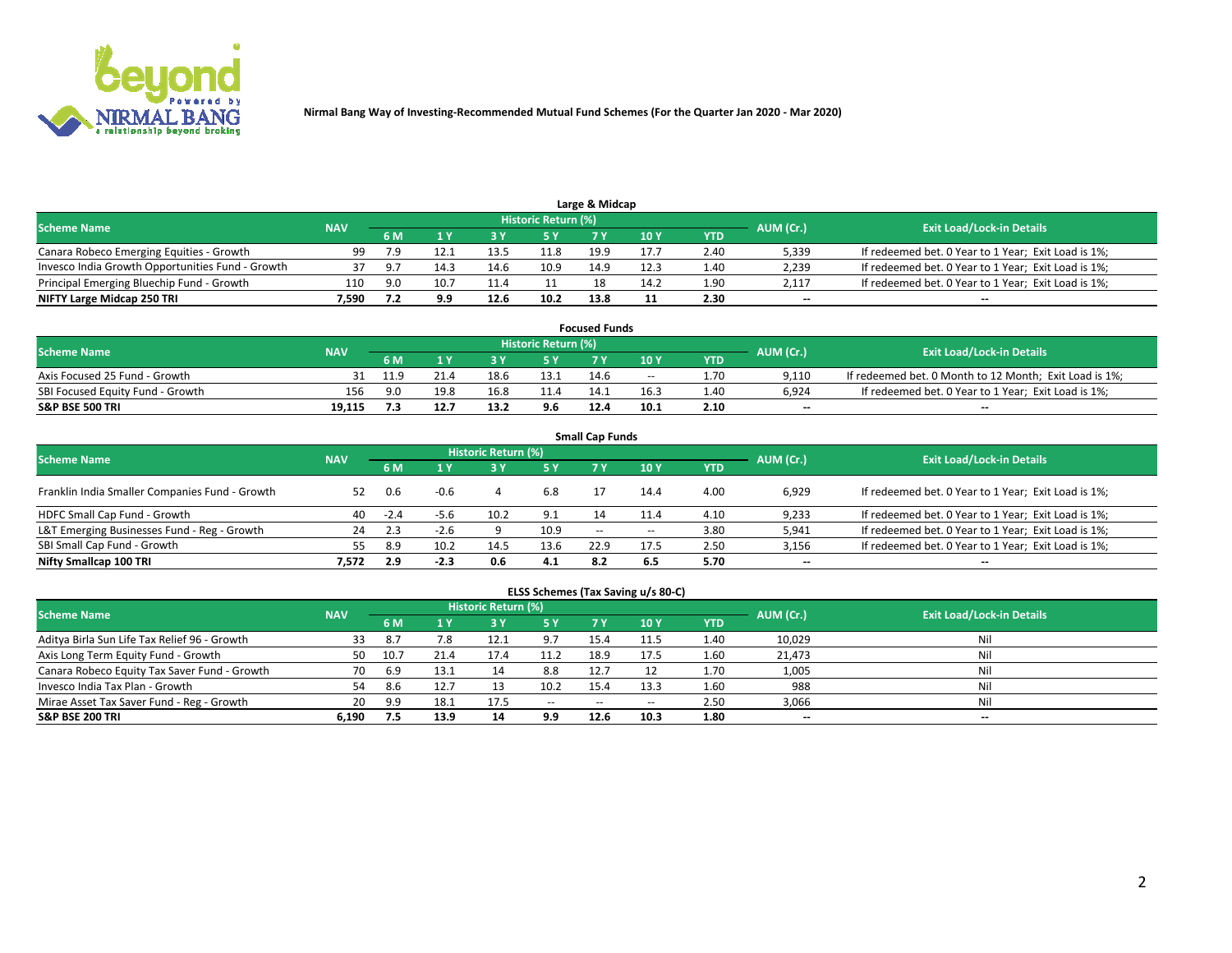Nirmal Bang Way of Investing-Recommended Mutual Fund Schemes (For the Quarter Jan 2020 - Mar 2020)

## Large & Midcap

| Scheme Name | NAV | Historic Return (%) | | | | | | | AUM (Cr.) | Exit Load/Lock-in Details |
|---|---|---|---|---|---|---|---|---|---|---|
| | | 6 M | 1 Y | 3 Y | 5 Y | 7 Y | 10 Y | YTD | | |
| Canara Robeco Emerging Equities - Growth | 99 | 7.9 | 12.1 | 13.5 | 11.8 | 19.9 | 17.7 | 2.40 | 5,339 | If redeemed bet. 0 Year to 1 Year; Exit Load is 1%; |
| Invesco India Growth Opportunities Fund - Growth | 37 | 9.7 | 14.3 | 14.6 | 10.9 | 14.9 | 12.3 | 1.40 | 2,239 | If redeemed bet. 0 Year to 1 Year; Exit Load is 1%; |
| Principal Emerging Bluechip Fund - Growth | 110 | 9.0 | 10.7 | 11.4 | 11 | 18 | 14.2 | 1.90 | 2,117 | If redeemed bet. 0 Year to 1 Year; Exit Load is 1%; |
| **NIFTY Large Midcap 250 TRI** | **7,590** | **7.2** | **9.9** | **12.6** | **10.2** | **13.8** | **11** | **2.30** | **--** | **--** |

## Focused Funds

| Scheme Name | NAV | Historic Return (%) | | | | | | | AUM (Cr.) | Exit Load/Lock-in Details |
|---|---|---|---|---|---|---|---|---|---|---|
| | | 6 M | 1 Y | 3 Y | 5 Y | 7 Y | 10 Y | YTD | | |
| Axis Focused 25 Fund - Growth | 31 | 11.9 | 21.4 | 18.6 | 13.1 | 14.6 | -- | 1.70 | 9,110 | If redeemed bet. 0 Month to 12 Month; Exit Load is 1%; |
| SBI Focused Equity Fund - Growth | 156 | 9.0 | 19.8 | 16.8 | 11.4 | 14.1 | 16.3 | 1.40 | 6,924 | If redeemed bet. 0 Year to 1 Year; Exit Load is 1%; |
| **S&P BSE 500 TRI** | **19,115** | **7.3** | **12.7** | **13.2** | **9.6** | **12.4** | **10.1** | **2.10** | **--** | **--** |

## Small Cap Funds

| Scheme Name | NAV | Historic Return (%) | | | | | | | AUM (Cr.) | Exit Load/Lock-in Details |
|---|---|---|---|---|---|---|---|---|---|---|
| | | 6 M | 1 Y | 3 Y | 5 Y | 7 Y | 10 Y | YTD | | |
| Franklin India Smaller Companies Fund - Growth | 52 | 0.6 | -0.6 | 4 | 6.8 | 17 | 14.4 | 4.00 | 6,929 | If redeemed bet. 0 Year to 1 Year; Exit Load is 1%; |
| HDFC Small Cap Fund - Growth | 40 | -2.4 | -5.6 | 10.2 | 9.1 | 14 | 11.4 | 4.10 | 9,233 | If redeemed bet. 0 Year to 1 Year; Exit Load is 1%; |
| L&T Emerging Businesses Fund - Reg - Growth | 24 | 2.3 | -2.6 | 9 | 10.9 | -- | -- | 3.80 | 5,941 | If redeemed bet. 0 Year to 1 Year; Exit Load is 1%; |
| SBI Small Cap Fund - Growth | 55 | 8.9 | 10.2 | 14.5 | 13.6 | 22.9 | 17.5 | 2.50 | 3,156 | If redeemed bet. 0 Year to 1 Year; Exit Load is 1%; |
| **Nifty Smallcap 100 TRI** | **7,572** | **2.9** | **-2.3** | **0.6** | **4.1** | **8.2** | **6.5** | **5.70** | **--** | **--** |

## ELSS Schemes (Tax Saving u/s 80-C)

| Scheme Name | NAV | Historic Return (%) | | | | | | | AUM (Cr.) | Exit Load/Lock-in Details |
|---|---|---|---|---|---|---|---|---|---|---|
| | | 6 M | 1 Y | 3 Y | 5 Y | 7 Y | 10 Y | YTD | | |
| Aditya Birla Sun Life Tax Relief 96 - Growth | 33 | 8.7 | 7.8 | 12.1 | 9.7 | 15.4 | 11.5 | 1.40 | 10,029 | Nil |
| Axis Long Term Equity Fund - Growth | 50 | 10.7 | 21.4 | 17.4 | 11.2 | 18.9 | 17.5 | 1.60 | 21,473 | Nil |
| Canara Robeco Equity Tax Saver Fund - Growth | 70 | 6.9 | 13.1 | 14 | 8.8 | 12.7 | 12 | 1.70 | 1,005 | Nil |
| Invesco India Tax Plan - Growth | 54 | 8.6 | 12.7 | 13 | 10.2 | 15.4 | 13.3 | 1.60 | 988 | Nil |
| Mirae Asset Tax Saver Fund - Reg - Growth | 20 | 9.9 | 18.1 | 17.5 | -- | -- | -- | 2.50 | 3,066 | Nil |
| **S&P BSE 200 TRI** | **6,190** | **7.5** | **13.9** | **14** | **9.9** | **12.6** | **10.3** | **1.80** | **--** | **--** |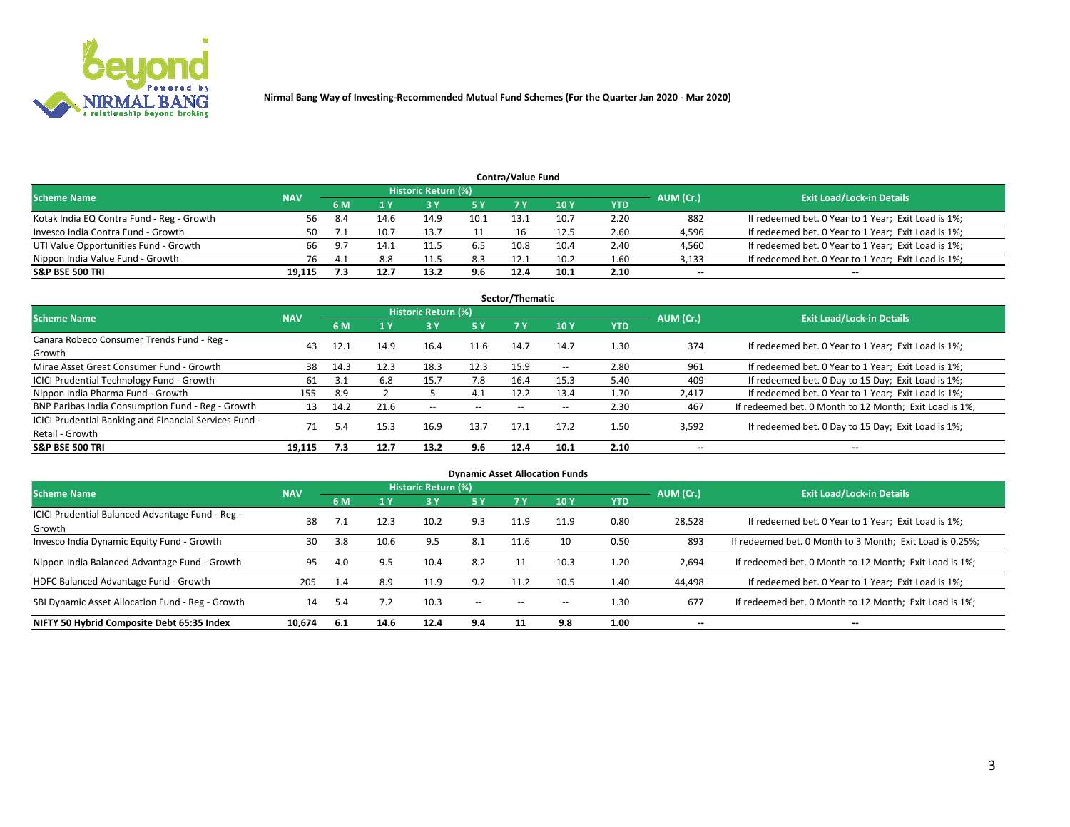Nirmal Bang Way of Investing-Recommended Mutual Fund Schemes (For the Quarter Jan 2020 - Mar 2020)

## Contra/Value Fund

| Scheme Name | NAV | Historic Return (%) | | | | | | | AUM (Cr.) | Exit Load/Lock-in Details |
|---|---|---|---|---|---|---|---|---|---|---|
| | | 6 M | 1 Y | 3 Y | 5 Y | 7 Y | 10 Y | YTD | | |
| Kotak India EQ Contra Fund - Reg - Growth | 56 | 8.4 | 14.6 | 14.9 | 10.1 | 13.1 | 10.7 | 2.20 | 882 | If redeemed bet. 0 Year to 1 Year; Exit Load is 1%; |
| Invesco India Contra Fund - Growth | 50 | 7.1 | 10.7 | 13.7 | 11 | 16 | 12.5 | 2.60 | 4,596 | If redeemed bet. 0 Year to 1 Year; Exit Load is 1%; |
| UTI Value Opportunities Fund - Growth | 66 | 9.7 | 14.1 | 11.5 | 6.5 | 10.8 | 10.4 | 2.40 | 4,560 | If redeemed bet. 0 Year to 1 Year; Exit Load is 1%; |
| Nippon India Value Fund - Growth | 76 | 4.1 | 8.8 | 11.5 | 8.3 | 12.1 | 10.2 | 1.60 | 3,133 | If redeemed bet. 0 Year to 1 Year; Exit Load is 1%; |
| **S&P BSE 500 TRI** | **19,115** | **7.3** | **12.7** | **13.2** | **9.6** | **12.4** | **10.1** | **2.10** | **--** | **--** |

## Sector/Thematic

| Scheme Name | NAV | Historic Return (%) | | | | | | | AUM (Cr.) | Exit Load/Lock-in Details |
|---|---|---|---|---|---|---|---|---|---|---|
| | | 6 M | 1 Y | 3 Y | 5 Y | 7 Y | 10 Y | YTD | | |
| Canara Robeco Consumer Trends Fund - Reg - Growth | 43 | 12.1 | 14.9 | 16.4 | 11.6 | 14.7 | 14.7 | 1.30 | 374 | If redeemed bet. 0 Year to 1 Year; Exit Load is 1%; |
| Mirae Asset Great Consumer Fund - Growth | 38 | 14.3 | 12.3 | 18.3 | 12.3 | 15.9 | -- | 2.80 | 961 | If redeemed bet. 0 Year to 1 Year; Exit Load is 1%; |
| ICICI Prudential Technology Fund - Growth | 61 | 3.1 | 6.8 | 15.7 | 7.8 | 16.4 | 15.3 | 5.40 | 409 | If redeemed bet. 0 Day to 15 Day; Exit Load is 1%; |
| Nippon India Pharma Fund - Growth | 155 | 8.9 | 2 | 5 | 4.1 | 12.2 | 13.4 | 1.70 | 2,417 | If redeemed bet. 0 Year to 1 Year; Exit Load is 1%; |
| BNP Paribas India Consumption Fund - Reg - Growth | 13 | 14.2 | 21.6 | -- | -- | -- | -- | 2.30 | 467 | If redeemed bet. 0 Month to 12 Month; Exit Load is 1%; |
| ICICI Prudential Banking and Financial Services Fund - Retail - Growth | 71 | 5.4 | 15.3 | 16.9 | 13.7 | 17.1 | 17.2 | 1.50 | 3,592 | If redeemed bet. 0 Day to 15 Day; Exit Load is 1%; |
| **S&P BSE 500 TRI** | **19,115** | **7.3** | **12.7** | **13.2** | **9.6** | **12.4** | **10.1** | **2.10** | **--** | **--** |

## Dynamic Asset Allocation Funds

| Scheme Name | NAV | Historic Return (%) | | | | | | | AUM (Cr.) | Exit Load/Lock-in Details |
|---|---|---|---|---|---|---|---|---|---|---|
| | | 6 M | 1 Y | 3 Y | 5 Y | 7 Y | 10 Y | YTD | | |
| ICICI Prudential Balanced Advantage Fund - Reg - Growth | 38 | 7.1 | 12.3 | 10.2 | 9.3 | 11.9 | 11.9 | 0.80 | 28,528 | If redeemed bet. 0 Year to 1 Year; Exit Load is 1%; |
| Invesco India Dynamic Equity Fund - Growth | 30 | 3.8 | 10.6 | 9.5 | 8.1 | 11.6 | 10 | 0.50 | 893 | If redeemed bet. 0 Month to 3 Month; Exit Load is 0.25%; |
| Nippon India Balanced Advantage Fund - Growth | 95 | 4.0 | 9.5 | 10.4 | 8.2 | 11 | 10.3 | 1.20 | 2,694 | If redeemed bet. 0 Month to 12 Month; Exit Load is 1%; |
| HDFC Balanced Advantage Fund - Growth | 205 | 1.4 | 8.9 | 11.9 | 9.2 | 11.2 | 10.5 | 1.40 | 44,498 | If redeemed bet. 0 Year to 1 Year; Exit Load is 1%; |
| SBI Dynamic Asset Allocation Fund - Reg - Growth | 14 | 5.4 | 7.2 | 10.3 | -- | -- | -- | 1.30 | 677 | If redeemed bet. 0 Month to 12 Month; Exit Load is 1%; |
| **NIFTY 50 Hybrid Composite Debt 65:35 Index** | **10,674** | **6.1** | **14.6** | **12.4** | **9.4** | **11** | **9.8** | **1.00** | **--** | **--** |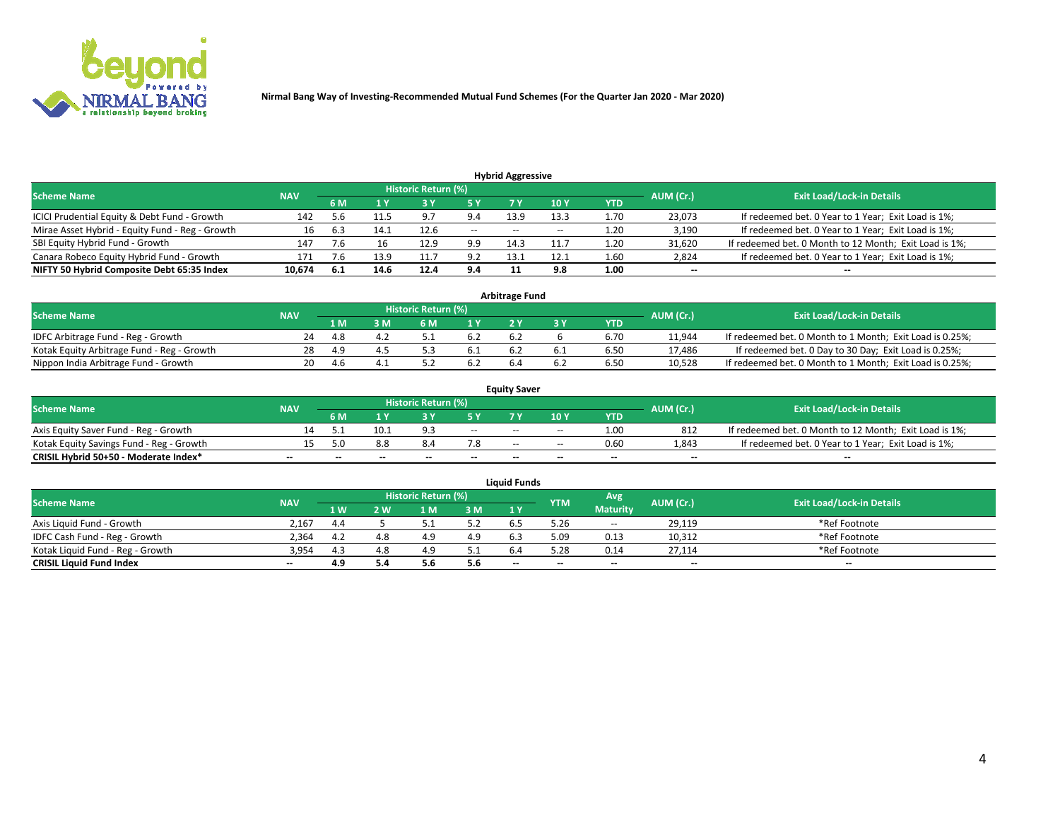**Nirmal Bang Way of Investing-Recommended Mutual Fund Schemes (For the Quarter Jan 2020 - Mar 2020)**

### Hybrid Aggressive

| Scheme Name | NAV | Historic Return (%) | | | | | | | AUM (Cr.) | Exit Load/Lock-in Details |
|---|---|---|---|---|---|---|---|---|---|---|
| | | 6 M | 1 Y | 3 Y | 5 Y | 7 Y | 10 Y | YTD | | |
| ICICI Prudential Equity & Debt Fund - Growth | 142 | 5.6 | 11.5 | 9.7 | 9.4 | 13.9 | 13.3 | 1.70 | 23,073 | If redeemed bet. 0 Year to 1 Year; Exit Load is 1%; |
| Mirae Asset Hybrid - Equity Fund - Reg - Growth | 16 | 6.3 | 14.1 | 12.6 | -- | -- | -- | 1.20 | 3,190 | If redeemed bet. 0 Year to 1 Year; Exit Load is 1%; |
| SBI Equity Hybrid Fund - Growth | 147 | 7.6 | 16 | 12.9 | 9.9 | 14.3 | 11.7 | 1.20 | 31,620 | If redeemed bet. 0 Month to 12 Month; Exit Load is 1%; |
| Canara Robeco Equity Hybrid Fund - Growth | 171 | 7.6 | 13.9 | 11.7 | 9.2 | 13.1 | 12.1 | 1.60 | 2,824 | If redeemed bet. 0 Year to 1 Year; Exit Load is 1%; |
| **NIFTY 50 Hybrid Composite Debt 65:35 Index** | **10,674** | **6.1** | **14.6** | **12.4** | **9.4** | **11** | **9.8** | **1.00** | **--** | **--** |

### Arbitrage Fund

| Scheme Name | NAV | Historic Return (%) | | | | | | | AUM (Cr.) | Exit Load/Lock-in Details |
|---|---|---|---|---|---|---|---|---|---|---|
| | | 1 M | 3 M | 6 M | 1 Y | 2 Y | 3 Y | YTD | | |
| IDFC Arbitrage Fund - Reg - Growth | 24 | 4.8 | 4.2 | 5.1 | 6.2 | 6.2 | 6 | 6.70 | 11,944 | If redeemed bet. 0 Month to 1 Month; Exit Load is 0.25%; |
| Kotak Equity Arbitrage Fund - Reg - Growth | 28 | 4.9 | 4.5 | 5.3 | 6.1 | 6.2 | 6.1 | 6.50 | 17,486 | If redeemed bet. 0 Day to 30 Day; Exit Load is 0.25%; |
| Nippon India Arbitrage Fund - Growth | 20 | 4.6 | 4.1 | 5.2 | 6.2 | 6.4 | 6.2 | 6.50 | 10,528 | If redeemed bet. 0 Month to 1 Month; Exit Load is 0.25%; |

### Equity Saver

| Scheme Name | NAV | Historic Return (%) | | | | | | | AUM (Cr.) | Exit Load/Lock-in Details |
|---|---|---|---|---|---|---|---|---|---|---|
| | | 6 M | 1 Y | 3 Y | 5 Y | 7 Y | 10 Y | YTD | | |
| Axis Equity Saver Fund - Reg - Growth | 14 | 5.1 | 10.1 | 9.3 | -- | -- | -- | 1.00 | 812 | If redeemed bet. 0 Month to 12 Month; Exit Load is 1%; |
| Kotak Equity Savings Fund - Reg - Growth | 15 | 5.0 | 8.8 | 8.4 | 7.8 | -- | -- | 0.60 | 1,843 | If redeemed bet. 0 Year to 1 Year; Exit Load is 1%; |
| **CRISIL Hybrid 50+50 - Moderate Index*** | **--** | **--** | **--** | **--** | **--** | **--** | **--** | **--** | **--** | **--** |

### Liquid Funds

| Scheme Name | NAV | Historic Return (%) | | | | | YTM | Avg Maturity | AUM (Cr.) | Exit Load/Lock-in Details |
|---|---|---|---|---|---|---|---|---|---|---|
| | | 1 W | 2 W | 1 M | 3 M | 1 Y | | | | |
| Axis Liquid Fund - Growth | 2,167 | 4.4 | 5 | 5.1 | 5.2 | 6.5 | 5.26 | -- | 29,119 | *Ref Footnote |
| IDFC Cash Fund - Reg - Growth | 2,364 | 4.2 | 4.8 | 4.9 | 4.9 | 6.3 | 5.09 | 0.13 | 10,312 | *Ref Footnote |
| Kotak Liquid Fund - Reg - Growth | 3,954 | 4.3 | 4.8 | 4.9 | 5.1 | 6.4 | 5.28 | 0.14 | 27,114 | *Ref Footnote |
| **CRISIL Liquid Fund Index** | **--** | **4.9** | **5.4** | **5.6** | **5.6** | **--** | **--** | **--** | **--** | **--** |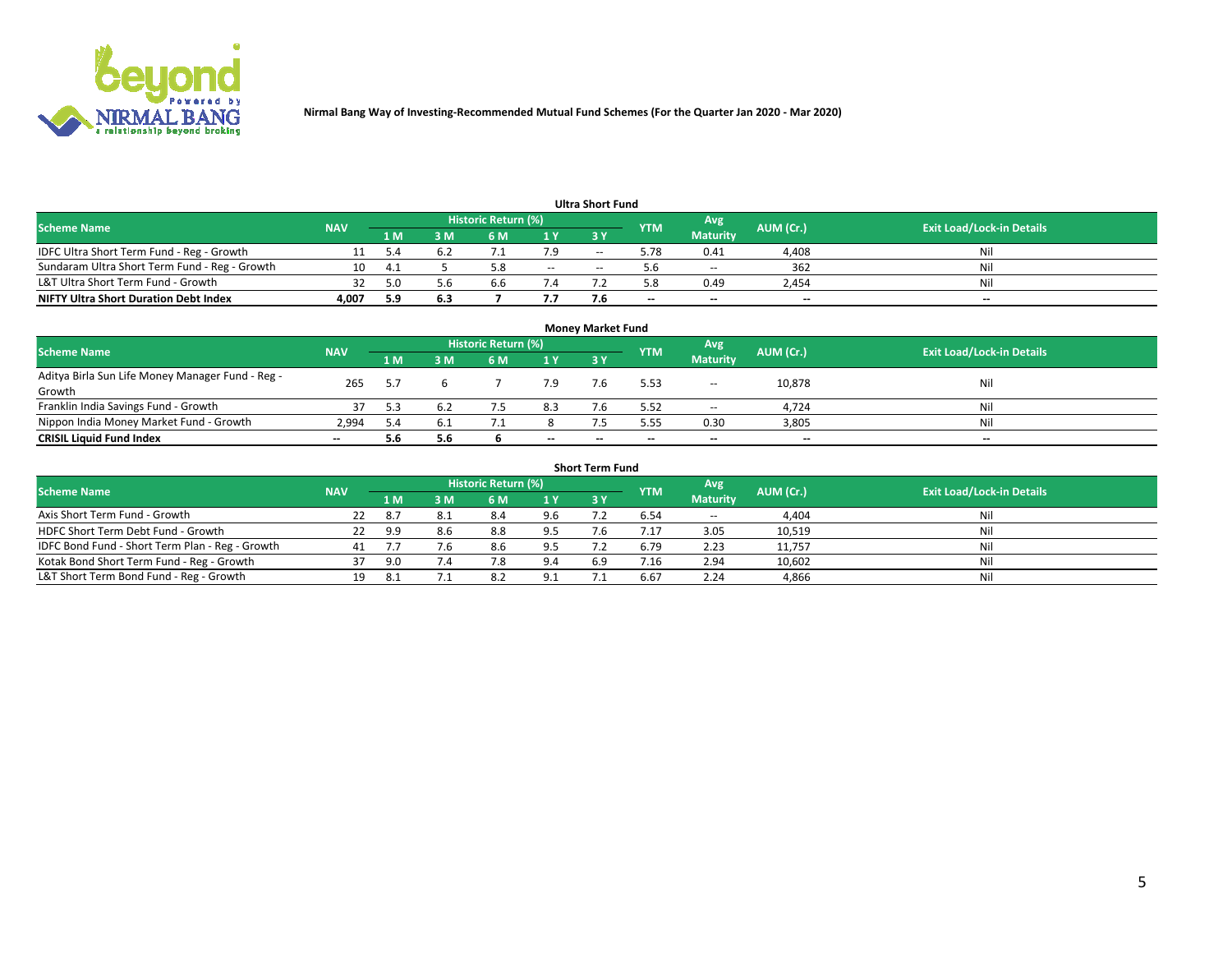Nirmal Bang Way of Investing-Recommended Mutual Fund Schemes (For the Quarter Jan 2020 - Mar 2020)

### Ultra Short Fund

| Scheme Name | NAV | Historic Return (%) | | | | | YTM | Avg Maturity | AUM (Cr.) | Exit Load/Lock-in Details |
|---|---|---|---|---|---|---|---|---|---|---|
| | | 1 M | 3 M | 6 M | 1 Y | 3 Y | | | | |
| IDFC Ultra Short Term Fund - Reg - Growth | 11 | 5.4 | 6.2 | 7.1 | 7.9 | -- | 5.78 | 0.41 | 4,408 | Nil |
| Sundaram Ultra Short Term Fund - Reg - Growth | 10 | 4.1 | 5 | 5.8 | -- | -- | 5.6 | -- | 362 | Nil |
| L&T Ultra Short Term Fund - Growth | 32 | 5.0 | 5.6 | 6.6 | 7.4 | 7.2 | 5.8 | 0.49 | 2,454 | Nil |
| **NIFTY Ultra Short Duration Debt Index** | **4,007** | **5.9** | **6.3** | **7** | **7.7** | **7.6** | **--** | **--** | **--** | **--** |

### Money Market Fund

| Scheme Name | NAV | Historic Return (%) | | | | | YTM | Avg Maturity | AUM (Cr.) | Exit Load/Lock-in Details |
|---|---|---|---|---|---|---|---|---|---|---|
| | | 1 M | 3 M | 6 M | 1 Y | 3 Y | | | | |
| Aditya Birla Sun Life Money Manager Fund - Reg - Growth | 265 | 5.7 | 6 | 7 | 7.9 | 7.6 | 5.53 | -- | 10,878 | Nil |
| Franklin India Savings Fund - Growth | 37 | 5.3 | 6.2 | 7.5 | 8.3 | 7.6 | 5.52 | -- | 4,724 | Nil |
| Nippon India Money Market Fund - Growth | 2,994 | 5.4 | 6.1 | 7.1 | 8 | 7.5 | 5.55 | 0.30 | 3,805 | Nil |
| **CRISIL Liquid Fund Index** | **--** | **5.6** | **5.6** | **6** | **--** | **--** | **--** | **--** | **--** | **--** |

### Short Term Fund

| Scheme Name | NAV | Historic Return (%) | | | | | YTM | Avg Maturity | AUM (Cr.) | Exit Load/Lock-in Details |
|---|---|---|---|---|---|---|---|---|---|---|
| | | 1 M | 3 M | 6 M | 1 Y | 3 Y | | | | |
| Axis Short Term Fund - Growth | 22 | 8.7 | 8.1 | 8.4 | 9.6 | 7.2 | 6.54 | -- | 4,404 | Nil |
| HDFC Short Term Debt Fund - Growth | 22 | 9.9 | 8.6 | 8.8 | 9.5 | 7.6 | 7.17 | 3.05 | 10,519 | Nil |
| IDFC Bond Fund - Short Term Plan - Reg - Growth | 41 | 7.7 | 7.6 | 8.6 | 9.5 | 7.2 | 6.79 | 2.23 | 11,757 | Nil |
| Kotak Bond Short Term Fund - Reg - Growth | 37 | 9.0 | 7.4 | 7.8 | 9.4 | 6.9 | 7.16 | 2.94 | 10,602 | Nil |
| L&T Short Term Bond Fund - Reg - Growth | 19 | 8.1 | 7.1 | 8.2 | 9.1 | 7.1 | 6.67 | 2.24 | 4,866 | Nil |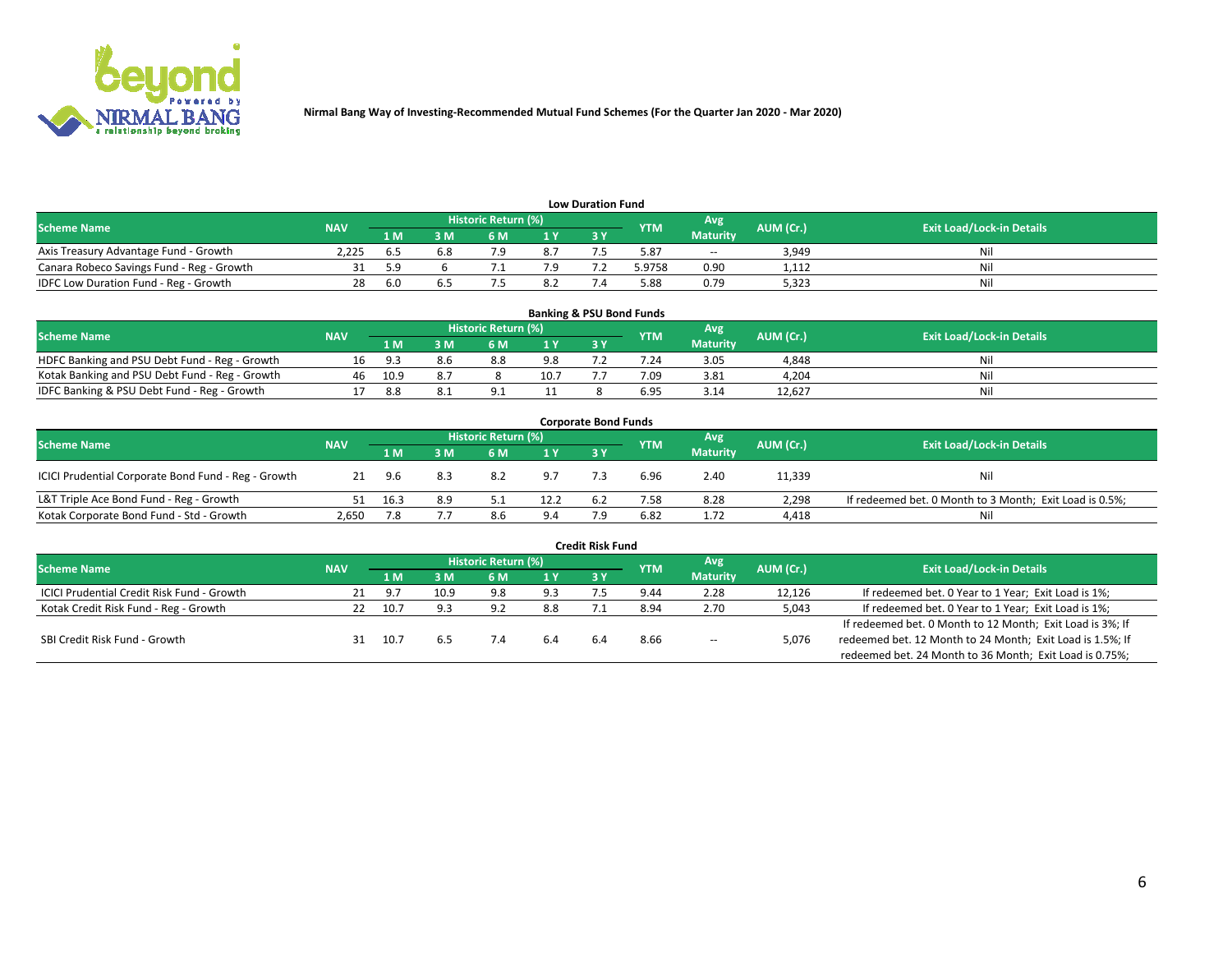Nirmal Bang Way of Investing-Recommended Mutual Fund Schemes (For the Quarter Jan 2020 - Mar 2020)

### Low Duration Fund

| Scheme Name | NAV | Historic Return (%) | | | | | YTM | Avg Maturity | AUM (Cr.) | Exit Load/Lock-in Details |
|---|---|---|---|---|---|---|---|---|---|---|
| | | 1 M | 3 M | 6 M | 1 Y | 3 Y | | | | |
| Axis Treasury Advantage Fund - Growth | 2,225 | 6.5 | 6.8 | 7.9 | 8.7 | 7.5 | 5.87 | -- | 3,949 | Nil |
| Canara Robeco Savings Fund - Reg - Growth | 31 | 5.9 | 6 | 7.1 | 7.9 | 7.2 | 5.9758 | 0.90 | 1,112 | Nil |
| IDFC Low Duration Fund - Reg - Growth | 28 | 6.0 | 6.5 | 7.5 | 8.2 | 7.4 | 5.88 | 0.79 | 5,323 | Nil |

### Banking & PSU Bond Funds

| Scheme Name | NAV | Historic Return (%) | | | | | YTM | Avg Maturity | AUM (Cr.) | Exit Load/Lock-in Details |
|---|---|---|---|---|---|---|---|---|---|---|
| | | 1 M | 3 M | 6 M | 1 Y | 3 Y | | | | |
| HDFC Banking and PSU Debt Fund - Reg - Growth | 16 | 9.3 | 8.6 | 8.8 | 9.8 | 7.2 | 7.24 | 3.05 | 4,848 | Nil |
| Kotak Banking and PSU Debt Fund - Reg - Growth | 46 | 10.9 | 8.7 | 8 | 10.7 | 7.7 | 7.09 | 3.81 | 4,204 | Nil |
| IDFC Banking & PSU Debt Fund - Reg - Growth | 17 | 8.8 | 8.1 | 9.1 | 11 | 8 | 6.95 | 3.14 | 12,627 | Nil |

### Corporate Bond Funds

| Scheme Name | NAV | Historic Return (%) | | | | | YTM | Avg Maturity | AUM (Cr.) | Exit Load/Lock-in Details |
|---|---|---|---|---|---|---|---|---|---|---|
| | | 1 M | 3 M | 6 M | 1 Y | 3 Y | | | | |
| ICICI Prudential Corporate Bond Fund - Reg - Growth | 21 | 9.6 | 8.3 | 8.2 | 9.7 | 7.3 | 6.96 | 2.40 | 11,339 | Nil |
| L&T Triple Ace Bond Fund - Reg - Growth | 51 | 16.3 | 8.9 | 5.1 | 12.2 | 6.2 | 7.58 | 8.28 | 2,298 | If redeemed bet. 0 Month to 3 Month; Exit Load is 0.5%; |
| Kotak Corporate Bond Fund - Std - Growth | 2,650 | 7.8 | 7.7 | 8.6 | 9.4 | 7.9 | 6.82 | 1.72 | 4,418 | Nil |

### Credit Risk Fund

| Scheme Name | NAV | Historic Return (%) | | | | | YTM | Avg Maturity | AUM (Cr.) | Exit Load/Lock-in Details |
|---|---|---|---|---|---|---|---|---|---|---|
| | | 1 M | 3 M | 6 M | 1 Y | 3 Y | | | | |
| ICICI Prudential Credit Risk Fund - Growth | 21 | 9.7 | 10.9 | 9.8 | 9.3 | 7.5 | 9.44 | 2.28 | 12,126 | If redeemed bet. 0 Year to 1 Year; Exit Load is 1%; |
| Kotak Credit Risk Fund - Reg - Growth | 22 | 10.7 | 9.3 | 9.2 | 8.8 | 7.1 | 8.94 | 2.70 | 5,043 | If redeemed bet. 0 Year to 1 Year; Exit Load is 1%; |
| SBI Credit Risk Fund - Growth | 31 | 10.7 | 6.5 | 7.4 | 6.4 | 6.4 | 8.66 | -- | 5,076 | If redeemed bet. 0 Month to 12 Month; Exit Load is 3%; If redeemed bet. 12 Month to 24 Month; Exit Load is 1.5%; If redeemed bet. 24 Month to 36 Month; Exit Load is 0.75%; |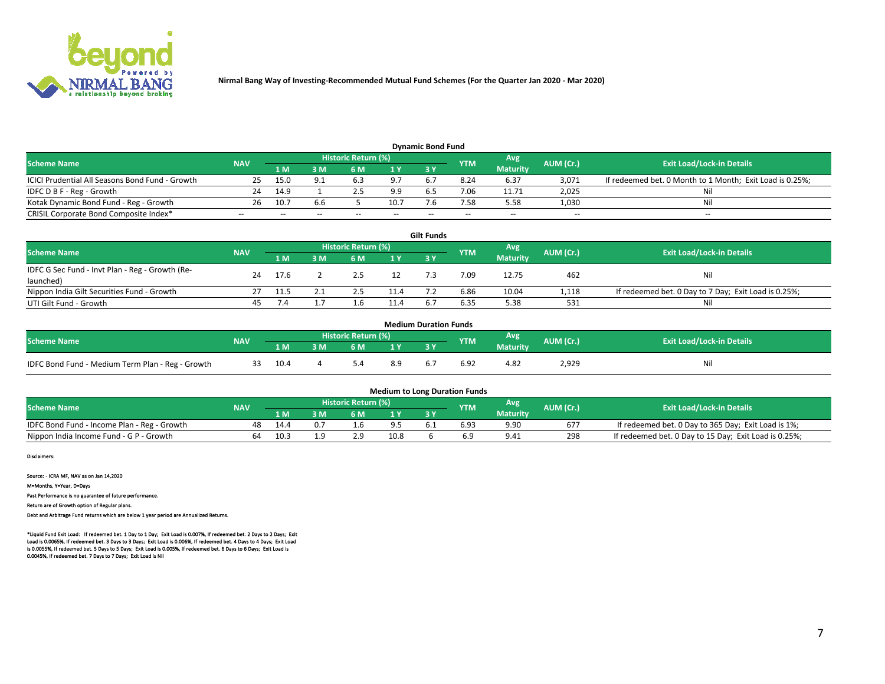Nirmal Bang Way of Investing-Recommended Mutual Fund Schemes (For the Quarter Jan 2020 - Mar 2020)

### Dynamic Bond Fund

| Scheme Name | NAV | Historic Return (%) | | | | | YTM | Avg Maturity | AUM (Cr.) | Exit Load/Lock-in Details |
|---|---|---|---|---|---|---|---|---|---|---|
| | | 1 M | 3 M | 6 M | 1 Y | 3 Y | | | | |
| ICICI Prudential All Seasons Bond Fund - Growth | 25 | 15.0 | 9.1 | 6.3 | 9.7 | 6.7 | 8.24 | 6.37 | 3,071 | If redeemed bet. 0 Month to 1 Month; Exit Load is 0.25%; |
| IDFC D B F - Reg - Growth | 24 | 14.9 | 1 | 2.5 | 9.9 | 6.5 | 7.06 | 11.71 | 2,025 | Nil |
| Kotak Dynamic Bond Fund - Reg - Growth | 26 | 10.7 | 6.6 | 5 | 10.7 | 7.6 | 7.58 | 5.58 | 1,030 | Nil |
| CRISIL Corporate Bond Composite Index* | -- | -- | -- | -- | -- | -- | -- | -- | -- | -- |

### Gilt Funds

| Scheme Name | NAV | Historic Return (%) | | | | | YTM | Avg Maturity | AUM (Cr.) | Exit Load/Lock-in Details |
|---|---|---|---|---|---|---|---|---|---|---|
| | | 1 M | 3 M | 6 M | 1 Y | 3 Y | | | | |
| IDFC G Sec Fund - Invt Plan - Reg - Growth (Re-launched) | 24 | 17.6 | 2 | 2.5 | 12 | 7.3 | 7.09 | 12.75 | 462 | Nil |
| Nippon India Gilt Securities Fund - Growth | 27 | 11.5 | 2.1 | 2.5 | 11.4 | 7.2 | 6.86 | 10.04 | 1,118 | If redeemed bet. 0 Day to 7 Day; Exit Load is 0.25%; |
| UTI Gilt Fund - Growth | 45 | 7.4 | 1.7 | 1.6 | 11.4 | 6.7 | 6.35 | 5.38 | 531 | Nil |

### Medium Duration Funds

| Scheme Name | NAV | Historic Return (%) | | | | | YTM | Avg Maturity | AUM (Cr.) | Exit Load/Lock-in Details |
|---|---|---|---|---|---|---|---|---|---|---|
| | | 1 M | 3 M | 6 M | 1 Y | 3 Y | | | | |
| IDFC Bond Fund - Medium Term Plan - Reg - Growth | 33 | 10.4 | 4 | 5.4 | 8.9 | 6.7 | 6.92 | 4.82 | 2,929 | Nil |

### Medium to Long Duration Funds

| Scheme Name | NAV | Historic Return (%) | | | | | YTM | Avg Maturity | AUM (Cr.) | Exit Load/Lock-in Details |
|---|---|---|---|---|---|---|---|---|---|---|
| | | 1 M | 3 M | 6 M | 1 Y | 3 Y | | | | |
| IDFC Bond Fund - Income Plan - Reg - Growth | 48 | 14.4 | 0.7 | 1.6 | 9.5 | 6.1 | 6.93 | 9.90 | 677 | If redeemed bet. 0 Day to 365 Day; Exit Load is 1%; |
| Nippon India Income Fund - G P - Growth | 64 | 10.3 | 1.9 | 2.9 | 10.8 | 6 | 6.9 | 9.41 | 298 | If redeemed bet. 0 Day to 15 Day; Exit Load is 0.25%; |

Disclaimers:

Source: - ICRA MF, NAV as on Jan 14,2020

M=Months, Y=Year, D=Days

Past Performance is no guarantee of future performance.

Return are of Growth option of Regular plans.

Debt and Arbitrage Fund returns which are below 1 year period are Annualized Returns.

*Liquid Fund Exit Load: If redeemed bet. 1 Day to 1 Day; Exit Load is 0.007%, If redeemed bet. 2 Days to 2 Days; Exit Load is 0.0065%, If redeemed bet. 3 Days to 3 Days; Exit Load is 0.006%, If redeemed bet. 4 Days to 4 Days; Exit Load is 0.0055%, If redeemed bet. 5 Days to 5 Days; Exit Load is 0.005%, If redeemed bet. 6 Days to 6 Days; Exit Load is 0.0045%, If redeemed bet. 7 Days to 7 Days; Exit Load is Nil